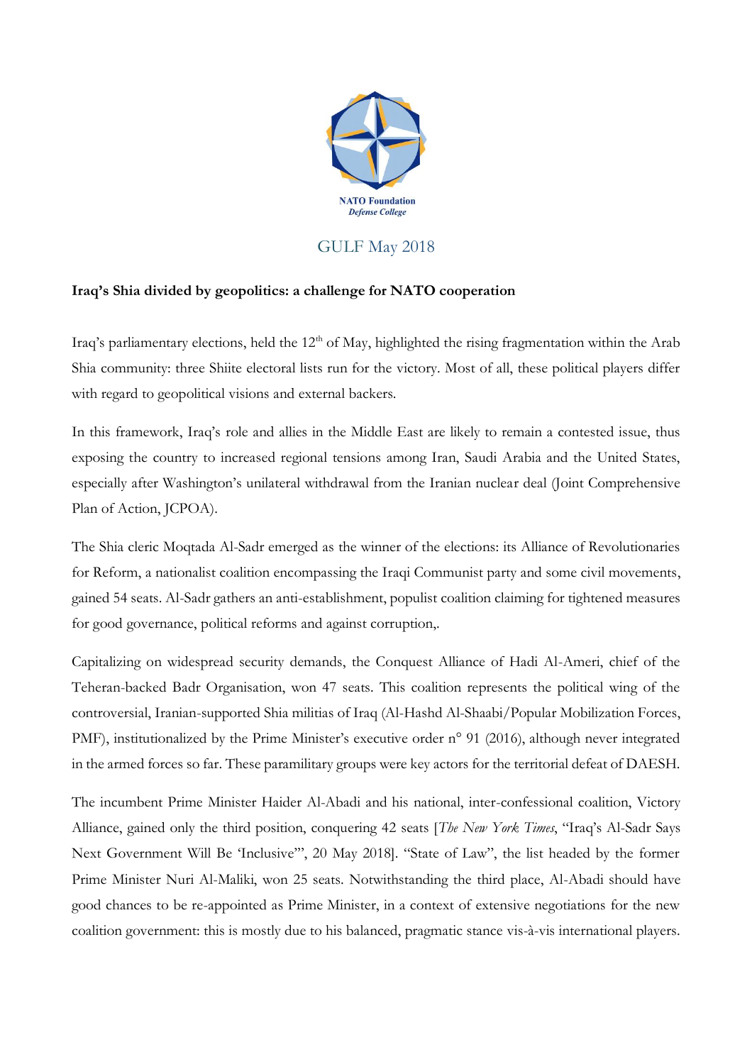NATO Foundation
*Defense College*

GULF May 2018

**Iraq's Shia divided by geopolitics: a challenge for NATO cooperation**

Iraq's parliamentary elections, held the 12th of May, highlighted the rising fragmentation within the Arab Shia community: three Shiite electoral lists run for the victory. Most of all, these political players differ with regard to geopolitical visions and external backers.

In this framework, Iraq's role and allies in the Middle East are likely to remain a contested issue, thus exposing the country to increased regional tensions among Iran, Saudi Arabia and the United States, especially after Washington's unilateral withdrawal from the Iranian nuclear deal (Joint Comprehensive Plan of Action, JCPOA).

The Shia cleric Moqtada Al-Sadr emerged as the winner of the elections: its Alliance of Revolutionaries for Reform, a nationalist coalition encompassing the Iraqi Communist party and some civil movements, gained 54 seats. Al-Sadr gathers an anti-establishment, populist coalition claiming for tightened measures for good governance, political reforms and against corruption,.

Capitalizing on widespread security demands, the Conquest Alliance of Hadi Al-Ameri, chief of the Teheran-backed Badr Organisation, won 47 seats. This coalition represents the political wing of the controversial, Iranian-supported Shia militias of Iraq (Al-Hashd Al-Shaabi/Popular Mobilization Forces, PMF), institutionalized by the Prime Minister's executive order n° 91 (2016), although never integrated in the armed forces so far. These paramilitary groups were key actors for the territorial defeat of DAESH.

The incumbent Prime Minister Haider Al-Abadi and his national, inter-confessional coalition, Victory Alliance, gained only the third position, conquering 42 seats [*The New York Times*, "Iraq's Al-Sadr Says Next Government Will Be 'Inclusive'", 20 May 2018]. "State of Law", the list headed by the former Prime Minister Nuri Al-Maliki, won 25 seats. Notwithstanding the third place, Al-Abadi should have good chances to be re-appointed as Prime Minister, in a context of extensive negotiations for the new coalition government: this is mostly due to his balanced, pragmatic stance vis-à-vis international players.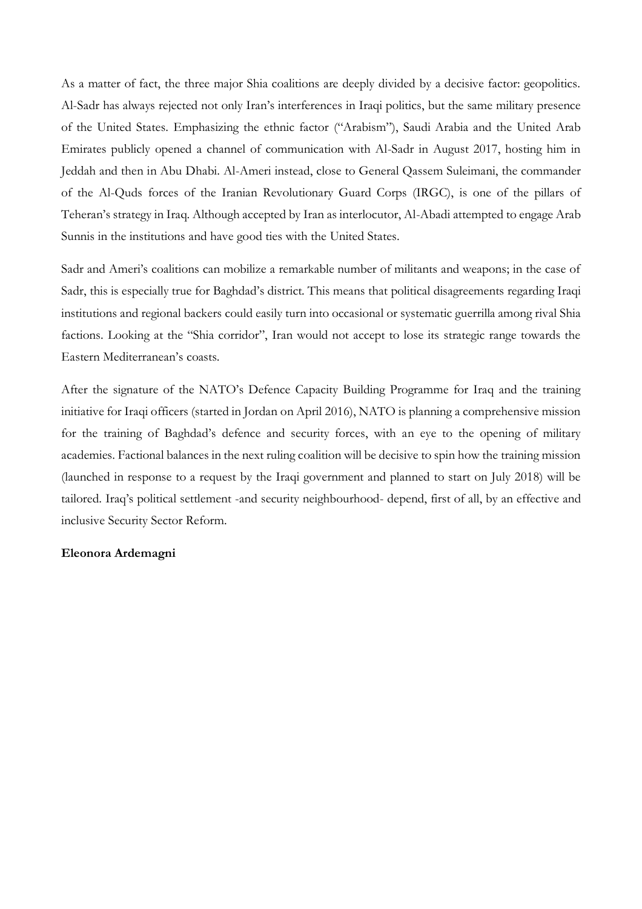As a matter of fact, the three major Shia coalitions are deeply divided by a decisive factor: geopolitics. Al-Sadr has always rejected not only Iran's interferences in Iraqi politics, but the same military presence of the United States. Emphasizing the ethnic factor ("Arabism"), Saudi Arabia and the United Arab Emirates publicly opened a channel of communication with Al-Sadr in August 2017, hosting him in Jeddah and then in Abu Dhabi. Al-Ameri instead, close to General Qassem Suleimani, the commander of the Al-Quds forces of the Iranian Revolutionary Guard Corps (IRGC), is one of the pillars of Teheran's strategy in Iraq. Although accepted by Iran as interlocutor, Al-Abadi attempted to engage Arab Sunnis in the institutions and have good ties with the United States.

Sadr and Ameri's coalitions can mobilize a remarkable number of militants and weapons; in the case of Sadr, this is especially true for Baghdad's district. This means that political disagreements regarding Iraqi institutions and regional backers could easily turn into occasional or systematic guerrilla among rival Shia factions. Looking at the "Shia corridor", Iran would not accept to lose its strategic range towards the Eastern Mediterranean's coasts.

After the signature of the NATO's Defence Capacity Building Programme for Iraq and the training initiative for Iraqi officers (started in Jordan on April 2016), NATO is planning a comprehensive mission for the training of Baghdad's defence and security forces, with an eye to the opening of military academies. Factional balances in the next ruling coalition will be decisive to spin how the training mission (launched in response to a request by the Iraqi government and planned to start on July 2018) will be tailored. Iraq's political settlement -and security neighbourhood- depend, first of all, by an effective and inclusive Security Sector Reform.

**Eleonora Ardemagni**